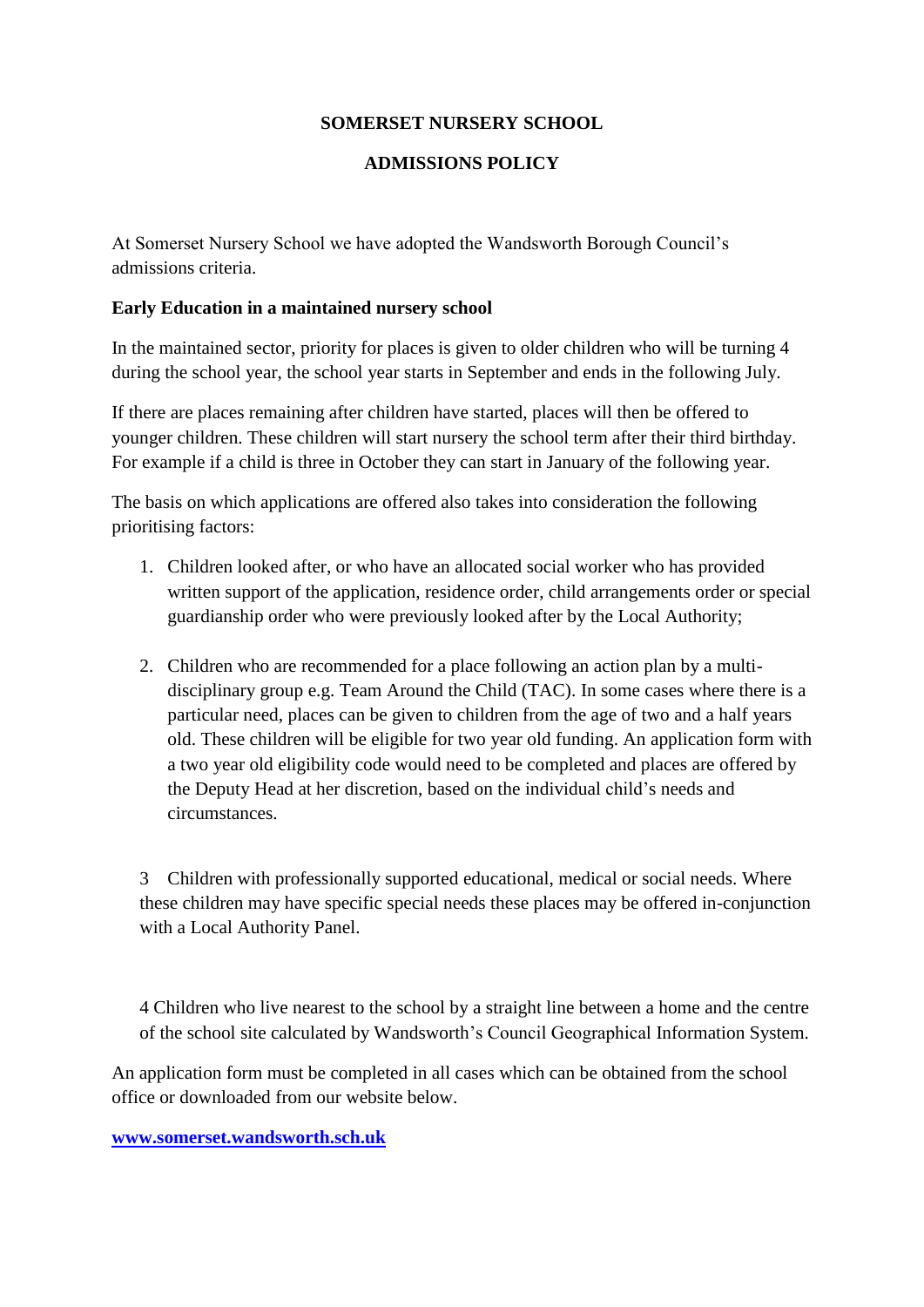# SOMERSET NURSERY SCHOOL

## ADMISSIONS POLICY

At Somerset Nursery School we have adopted the Wandsworth Borough Council's admissions criteria.

**Early Education in a maintained nursery school**

In the maintained sector, priority for places is given to older children who will be turning 4 during the school year, the school year starts in September and ends in the following July.

If there are places remaining after children have started, places will then be offered to younger children. These children will start nursery the school term after their third birthday. For example if a child is three in October they can start in January of the following year.

The basis on which applications are offered also takes into consideration the following prioritising factors:

1. Children looked after, or who have an allocated social worker who has provided written support of the application, residence order, child arrangements order or special guardianship order who were previously looked after by the Local Authority;

2. Children who are recommended for a place following an action plan by a multi-disciplinary group e.g. Team Around the Child (TAC). In some cases where there is a particular need, places can be given to children from the age of two and a half years old. These children will be eligible for two year old funding. An application form with a two year old eligibility code would need to be completed and places are offered by the Deputy Head at her discretion, based on the individual child's needs and circumstances.

3. Children with professionally supported educational, medical or social needs. Where these children may have specific special needs these places may be offered in-conjunction with a Local Authority Panel.

4. Children who live nearest to the school by a straight line between a home and the centre of the school site calculated by Wandsworth's Council Geographical Information System.

An application form must be completed in all cases which can be obtained from the school office or downloaded from our website below.

**[www.somerset.wandsworth.sch.uk](http://www.somerset.wandsworth.sch.uk)**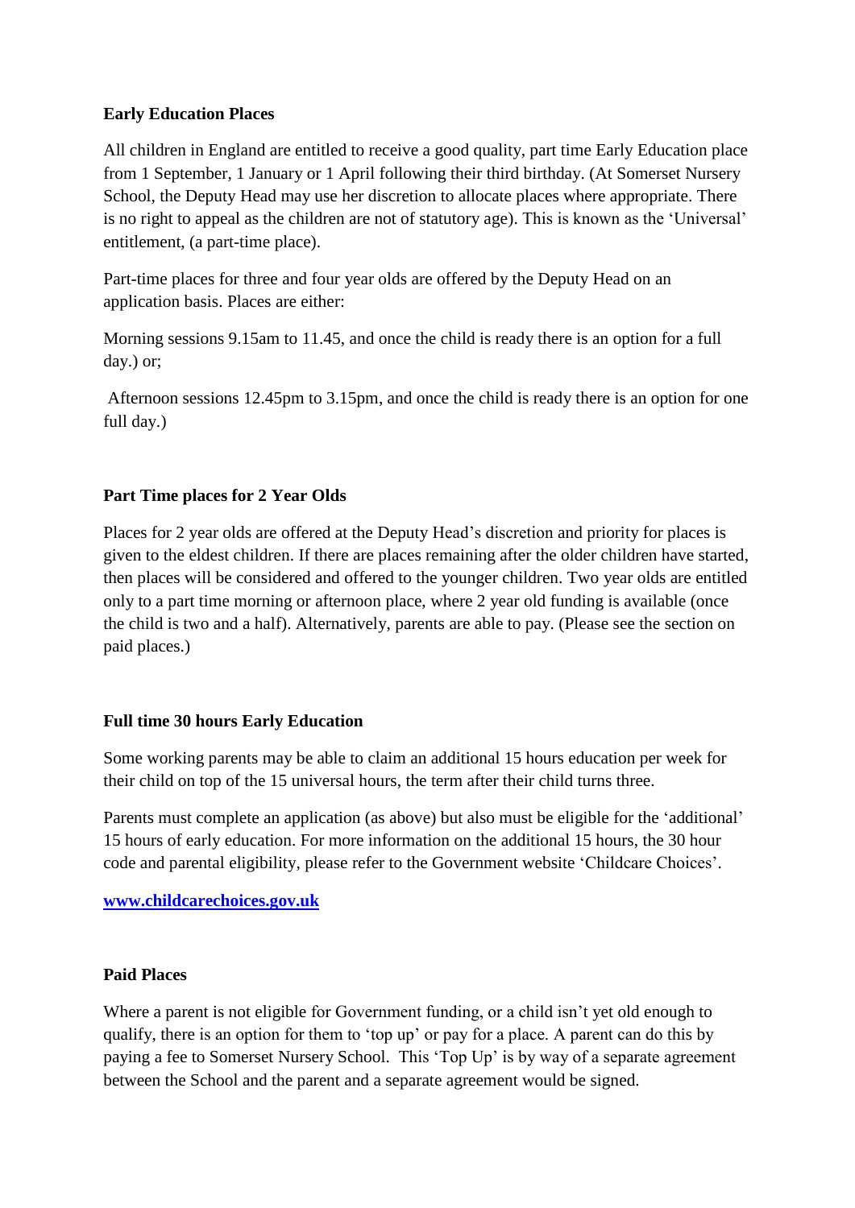**Early Education Places**

All children in England are entitled to receive a good quality, part time Early Education place from 1 September, 1 January or 1 April following their third birthday. (At Somerset Nursery School, the Deputy Head may use her discretion to allocate places where appropriate. There is no right to appeal as the children are not of statutory age). This is known as the 'Universal' entitlement, (a part-time place).

Part-time places for three and four year olds are offered by the Deputy Head on an application basis. Places are either:

Morning sessions 9.15am to 11.45, and once the child is ready there is an option for a full day.) or;

Afternoon sessions 12.45pm to 3.15pm, and once the child is ready there is an option for one full day.)

**Part Time places for 2 Year Olds**

Places for 2 year olds are offered at the Deputy Head's discretion and priority for places is given to the eldest children. If there are places remaining after the older children have started, then places will be considered and offered to the younger children. Two year olds are entitled only to a part time morning or afternoon place, where 2 year old funding is available (once the child is two and a half). Alternatively, parents are able to pay. (Please see the section on paid places.)

**Full time 30 hours Early Education**

Some working parents may be able to claim an additional 15 hours education per week for their child on top of the 15 universal hours, the term after their child turns three.

Parents must complete an application (as above) but also must be eligible for the 'additional' 15 hours of early education. For more information on the additional 15 hours, the 30 hour code and parental eligibility, please refer to the Government website 'Childcare Choices'.

**[www.childcarechoices.gov.uk](http://www.childcarechoices.gov.uk)**

**Paid Places**

Where a parent is not eligible for Government funding, or a child isn't yet old enough to qualify, there is an option for them to 'top up' or pay for a place. A parent can do this by paying a fee to Somerset Nursery School. This 'Top Up' is by way of a separate agreement between the School and the parent and a separate agreement would be signed.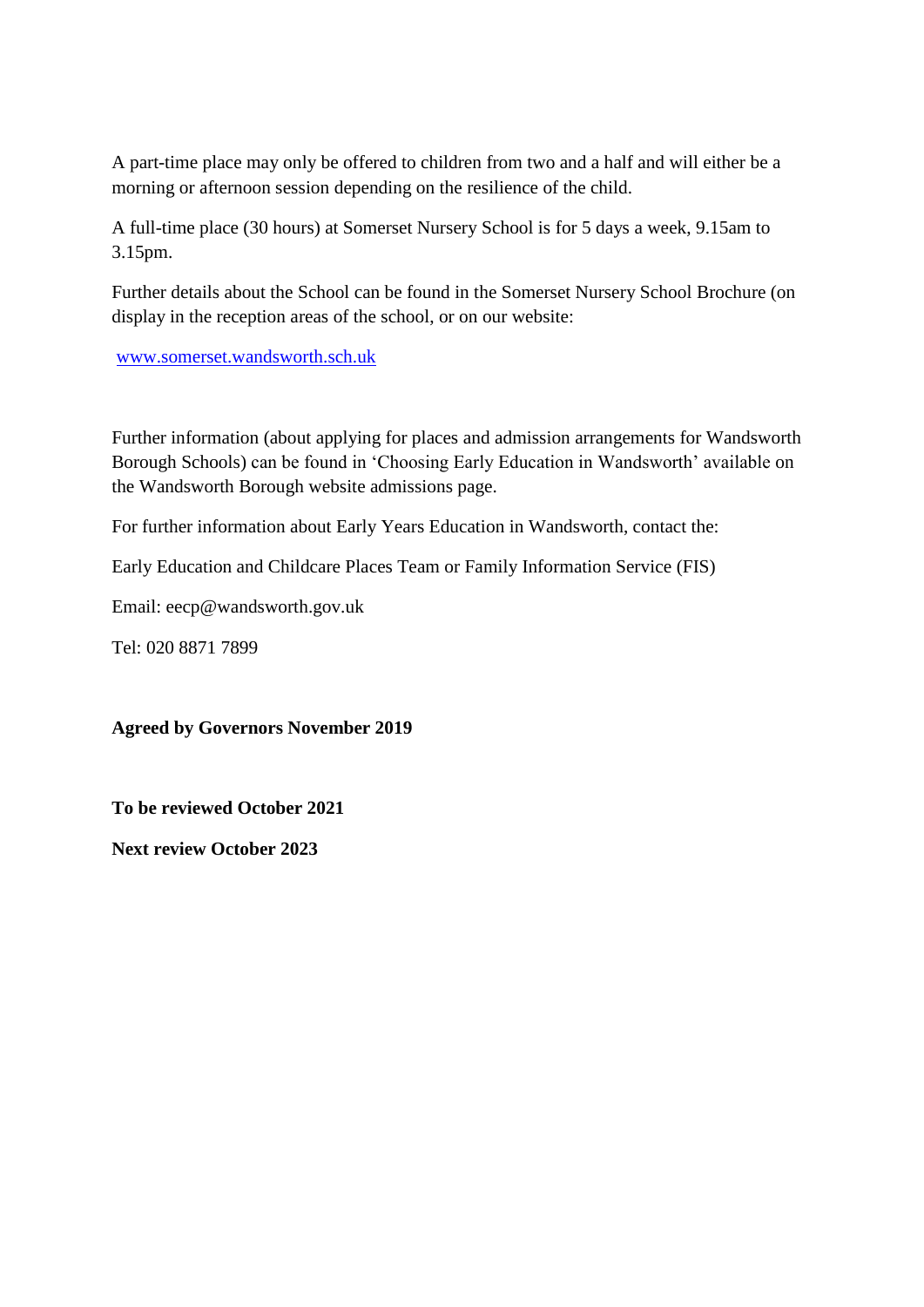A part-time place may only be offered to children from two and a half and will either be a morning or afternoon session depending on the resilience of the child.

A full-time place (30 hours) at Somerset Nursery School is for 5 days a week, 9.15am to 3.15pm.

Further details about the School can be found in the Somerset Nursery School Brochure (on display in the reception areas of the school, or on our website:

[www.somerset.wandsworth.sch.uk](http://www.somerset.wandsworth.sch.uk)

Further information (about applying for places and admission arrangements for Wandsworth Borough Schools) can be found in 'Choosing Early Education in Wandsworth' available on the Wandsworth Borough website admissions page.

For further information about Early Years Education in Wandsworth, contact the:

Early Education and Childcare Places Team or Family Information Service (FIS)

Email: eecp@wandsworth.gov.uk

Tel: 020 8871 7899

**Agreed by Governors November 2019**

**To be reviewed October 2021**

**Next review October 2023**